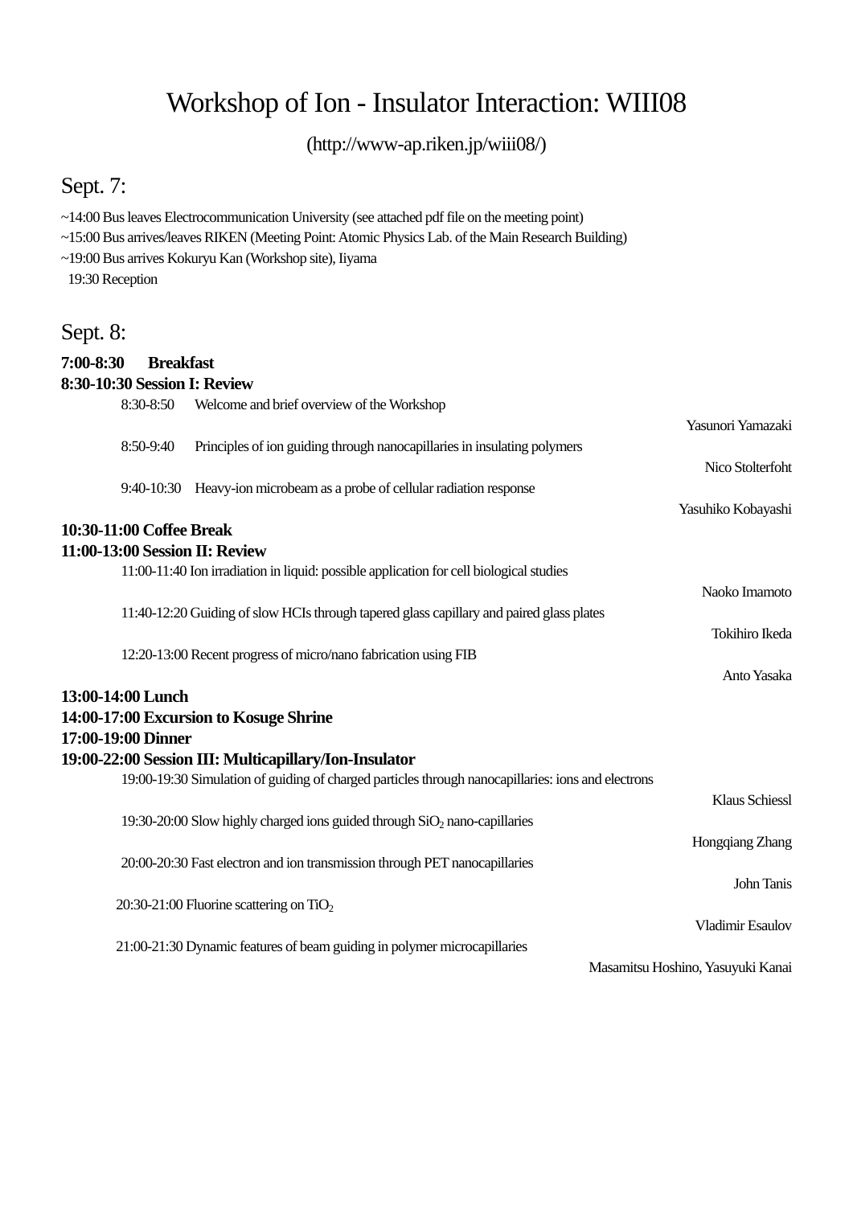# Workshop of Ion - Insulator Interaction: WIII08

(http://www-ap.riken.jp/wiii08/)

## Sept. 7:

~14:00 Bus leaves Electrocommunication University (see attached pdf file on the meeting point)
~15:00 Bus arrives/leaves RIKEN (Meeting Point: Atomic Physics Lab. of the Main Research Building)
~19:00 Bus arrives Kokuryu Kan (Workshop site), Iiyama
19:30 Reception

## Sept. 8:

**7:00-8:30 Breakfast**

**8:30-10:30 Session I: Review**

8:30-8:50 Welcome and brief overview of the Workshop
Yasunori Yamazaki

8:50-9:40 Principles of ion guiding through nanocapillaries in insulating polymers
Nico Stolterfoht

9:40-10:30 Heavy-ion microbeam as a probe of cellular radiation response
Yasuhiko Kobayashi

**10:30-11:00 Coffee Break**

**11:00-13:00 Session II: Review**

11:00-11:40 Ion irradiation in liquid: possible application for cell biological studies
Naoko Imamoto

11:40-12:20 Guiding of slow HCIs through tapered glass capillary and paired glass plates
Tokihiro Ikeda

12:20-13:00 Recent progress of micro/nano fabrication using FIB
Anto Yasaka

**13:00-14:00 Lunch**

**14:00-17:00 Excursion to Kosuge Shrine**

**17:00-19:00 Dinner**

**19:00-22:00 Session III: Multicapillary/Ion-Insulator**

19:00-19:30 Simulation of guiding of charged particles through nanocapillaries: ions and electrons
Klaus Schiessl

19:30-20:00 Slow highly charged ions guided through $SiO_2$ nano-capillaries
Hongqiang Zhang

20:00-20:30 Fast electron and ion transmission through PET nanocapillaries
John Tanis

20:30-21:00 Fluorine scattering on $TiO_2$
Vladimir Esaulov

21:00-21:30 Dynamic features of beam guiding in polymer microcapillaries
Masamitsu Hoshino, Yasuyuki Kanai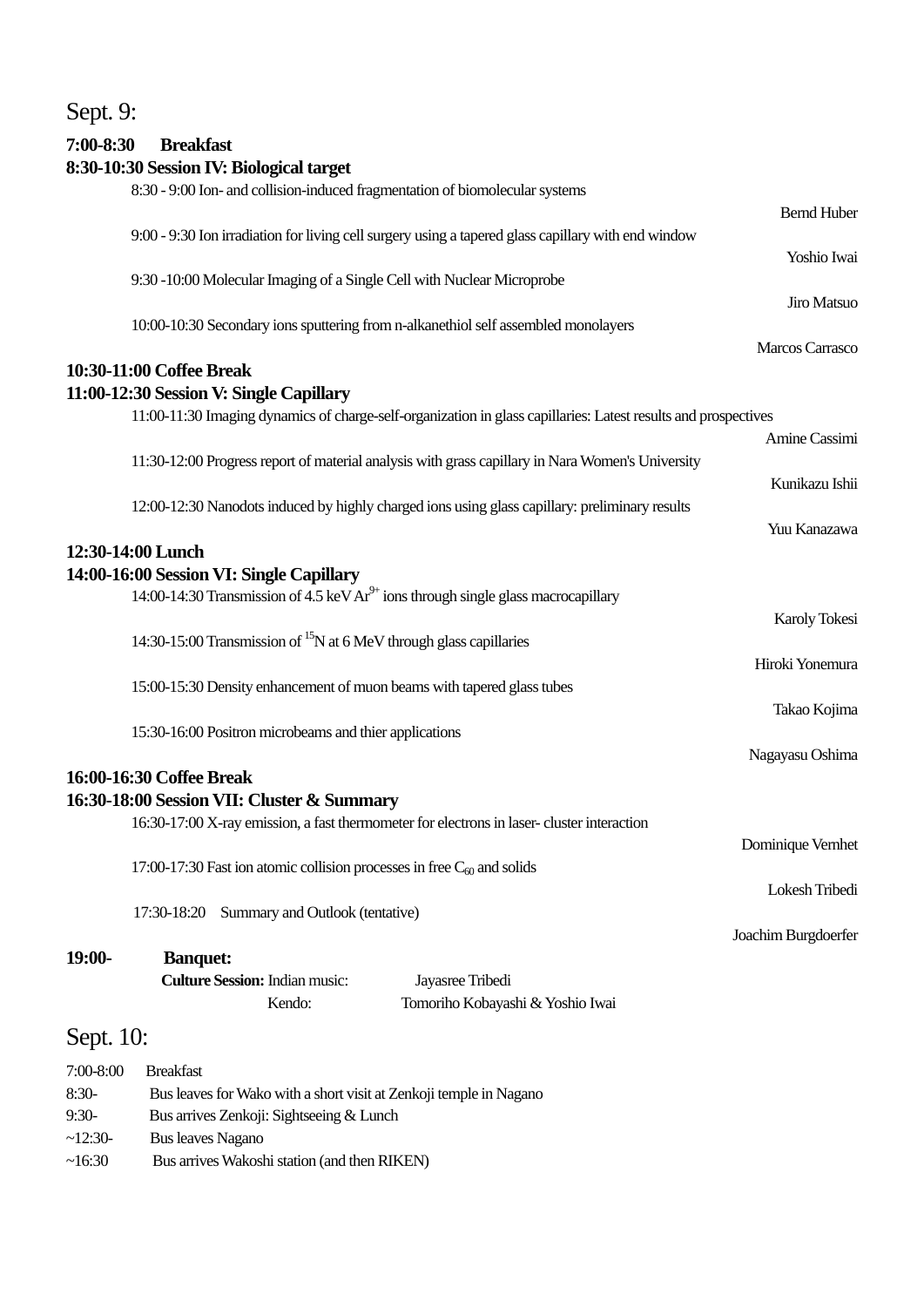## Sept. 9:

**7:00-8:30 Breakfast**

**8:30-10:30 Session IV: Biological target**

8:30 - 9:00 Ion- and collision-induced fragmentation of biomolecular systems
Bernd Huber

9:00 - 9:30 Ion irradiation for living cell surgery using a tapered glass capillary with end window
Yoshio Iwai

9:30 -10:00 Molecular Imaging of a Single Cell with Nuclear Microprobe
Jiro Matsuo

10:00-10:30 Secondary ions sputtering from n-alkanethiol self assembled monolayers
Marcos Carrasco

**10:30-11:00 Coffee Break**

**11:00-12:30 Session V: Single Capillary**

11:00-11:30 Imaging dynamics of charge-self-organization in glass capillaries: Latest results and prospectives
Amine Cassimi

11:30-12:00 Progress report of material analysis with grass capillary in Nara Women's University
Kunikazu Ishii

12:00-12:30 Nanodots induced by highly charged ions using glass capillary: preliminary results
Yuu Kanazawa

**12:30-14:00 Lunch**

**14:00-16:00 Session VI: Single Capillary**

14:00-14:30 Transmission of 4.5 keV $Ar^{9+}$ ions through single glass macrocapillary
Karoly Tokesi

14:30-15:00 Transmission of $^{15}N$ at 6 MeV through glass capillaries
Hiroki Yonemura

15:00-15:30 Density enhancement of muon beams with tapered glass tubes
Takao Kojima

15:30-16:00 Positron microbeams and thier applications
Nagayasu Oshima

**16:00-16:30 Coffee Break**

**16:30-18:00 Session VII: Cluster & Summary**

16:30-17:00 X-ray emission, a fast thermometer for electrons in laser- cluster interaction
Dominique Vernhet

17:00-17:30 Fast ion atomic collision processes in free $C_{60}$ and solids
Lokesh Tribedi

17:30-18:20 Summary and Outlook (tentative)
Joachim Burgdoerfer

**19:00- Banquet:**

**Culture Session:** Indian music: Jayasree Tribedi
Kendo: Tomoriho Kobayashi & Yoshio Iwai

## Sept. 10:

7:00-8:00 Breakfast
8:30- Bus leaves for Wako with a short visit at Zenkoji temple in Nagano
9:30- Bus arrives Zenkoji: Sightseeing & Lunch
~12:30- Bus leaves Nagano
~16:30 Bus arrives Wakoshi station (and then RIKEN)